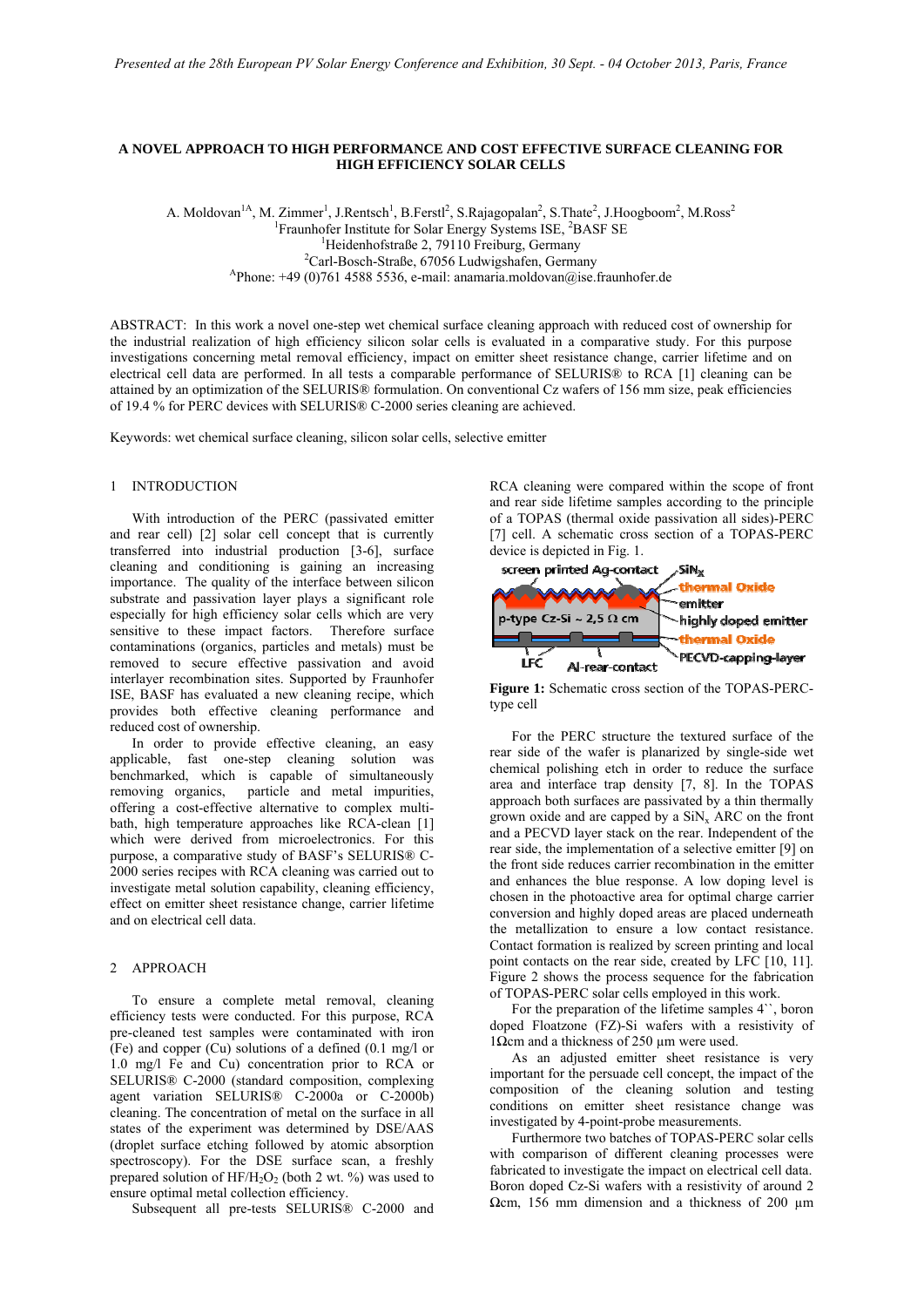Presented at the 28th European PV Solar Energy Conference and Exhibition, 30 Sept. - 04 October 2013, Paris, France

# A NOVEL APPROACH TO HIGH PERFORMANCE AND COST EFFECTIVE SURFACE CLEANING FOR HIGH EFFICIENCY SOLAR CELLS

A. Moldovan[1A], M. Zimmer[1], J.Rentsch[1], B.Ferstl[2], S.Rajagopalan[2], S.Thate[2], J.Hoogboom[2], M.Ross[2]
[1]Fraunhofer Institute for Solar Energy Systems ISE, [2]BASF SE
[1]Heidenhofstraße 2, 79110 Freiburg, Germany
[2]Carl-Bosch-Straße, 67056 Ludwigshafen, Germany
[A]Phone: +49 (0)761 4588 5536, e-mail: anamaria.moldovan@ise.fraunhofer.de

ABSTRACT: In this work a novel one-step wet chemical surface cleaning approach with reduced cost of ownership for the industrial realization of high efficiency silicon solar cells is evaluated in a comparative study. For this purpose investigations concerning metal removal efficiency, impact on emitter sheet resistance change, carrier lifetime and on electrical cell data are performed. In all tests a comparable performance of SELURIS® to RCA [1] cleaning can be attained by an optimization of the SELURIS® formulation. On conventional Cz wafers of 156 mm size, peak efficiencies of 19.4 % for PERC devices with SELURIS® C-2000 series cleaning are achieved.

Keywords: wet chemical surface cleaning, silicon solar cells, selective emitter

## 1 INTRODUCTION

With introduction of the PERC (passivated emitter and rear cell) [2] solar cell concept that is currently transferred into industrial production [3-6], surface cleaning and conditioning is gaining an increasing importance. The quality of the interface between silicon substrate and passivation layer plays a significant role especially for high efficiency solar cells which are very sensitive to these impact factors. Therefore surface contaminations (organics, particles and metals) must be removed to secure effective passivation and avoid interlayer recombination sites. Supported by Fraunhofer ISE, BASF has evaluated a new cleaning recipe, which provides both effective cleaning performance and reduced cost of ownership.

In order to provide effective cleaning, an easy applicable, fast one-step cleaning solution was benchmarked, which is capable of simultaneously removing organics, particle and metal impurities, offering a cost-effective alternative to complex multi-bath, high temperature approaches like RCA-clean [1] which were derived from microelectronics. For this purpose, a comparative study of BASF's SELURIS® C-2000 series recipes with RCA cleaning was carried out to investigate metal solution capability, cleaning efficiency, effect on emitter sheet resistance change, carrier lifetime and on electrical cell data.

## 2 APPROACH

To ensure a complete metal removal, cleaning efficiency tests were conducted. For this purpose, RCA pre-cleaned test samples were contaminated with iron (Fe) and copper (Cu) solutions of a defined (0.1 mg/l or 1.0 mg/l Fe and Cu) concentration prior to RCA or SELURIS® C-2000 (standard composition, complexing agent variation SELURIS® C-2000a or C-2000b) cleaning. The concentration of metal on the surface in all states of the experiment was determined by DSE/AAS (droplet surface etching followed by atomic absorption spectroscopy). For the DSE surface scan, a freshly prepared solution of $HF/H_2O_2$ (both 2 wt. %) was used to ensure optimal metal collection efficiency.

Subsequent all pre-tests SELURIS® C-2000 and RCA cleaning were compared within the scope of front and rear side lifetime samples according to the principle of a TOPAS (thermal oxide passivation all sides)-PERC [7] cell. A schematic cross section of a TOPAS-PERC device is depicted in Fig. 1.

**Figure 1:** Schematic cross section of the TOPAS-PERC-type cell

For the PERC structure the textured surface of the rear side of the wafer is planarized by single-side wet chemical polishing etch in order to reduce the surface area and interface trap density [7, 8]. In the TOPAS approach both surfaces are passivated by a thin thermally grown oxide and are capped by a $SiN_x$ ARC on the front and a PECVD layer stack on the rear. Independent of the rear side, the implementation of a selective emitter [9] on the front side reduces carrier recombination in the emitter and enhances the blue response. A low doping level is chosen in the photoactive area for optimal charge carrier conversion and highly doped areas are placed underneath the metallization to ensure a low contact resistance. Contact formation is realized by screen printing and local point contacts on the rear side, created by LFC [10, 11]. Figure 2 shows the process sequence for the fabrication of TOPAS-PERC solar cells employed in this work.

For the preparation of the lifetime samples 4``, boron doped Floatzone (FZ)-Si wafers with a resistivity of 1Ωcm and a thickness of 250 µm were used.

As an adjusted emitter sheet resistance is very important for the persuade cell concept, the impact of the composition of the cleaning solution and testing conditions on emitter sheet resistance change was investigated by 4-point-probe measurements.

Furthermore two batches of TOPAS-PERC solar cells with comparison of different cleaning processes were fabricated to investigate the impact on electrical cell data. Boron doped Cz-Si wafers with a resistivity of around 2 Ωcm, 156 mm dimension and a thickness of 200 µm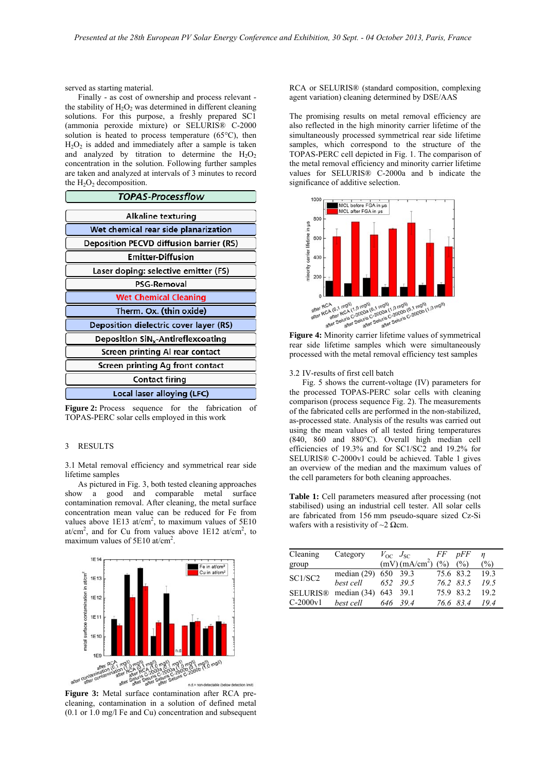served as starting material.

Finally - as cost of ownership and process relevant - the stability of $H_2O_2$ was determined in different cleaning solutions. For this purpose, a freshly prepared SC1 (ammonia peroxide mixture) or SELURIS® C-2000 solution is heated to process temperature (65°C), then $H_2O_2$ is added and immediately after a sample is taken and analyzed by titration to determine the $H_2O_2$ concentration in the solution. Following further samples are taken and analyzed at intervals of 3 minutes to record the $H_2O_2$ decomposition.

**TOPAS-Processflow**

- Alkaline texturing
- Wet chemical rear side planarization
- Deposition PECVD diffusion barrier (RS)
- Emitter-Diffusion
- Laser doping: selective emitter (FS)
- PSG-Removal
- Wet Chemical Cleaning
- Therm. Ox. (thin oxide)
- Deposition dielectric cover layer (RS)
- Deposition $SiN_x$-Antireflexcoating
- Screen printing Al rear contact
- Screen printing Ag front contact
- Contact firing
- Local laser alloying (LFC)

**Figure 2:** Process sequence for the fabrication of TOPAS-PERC solar cells employed in this work

## 3 RESULTS

### 3.1 Metal removal efficiency and symmetrical rear side lifetime samples

As pictured in Fig. 3, both tested cleaning approaches show a good and comparable metal surface contamination removal. After cleaning, the metal surface concentration mean value can be reduced for Fe from values above 1E13 at/cm², to maximum values of 5E10 at/cm², and for Cu from values above 1E12 at/cm², to maximum values of 5E10 at/cm².

**Figure 3:** Metal surface contamination after RCA pre-cleaning, contamination in a solution of defined metal (0.1 or 1.0 mg/l Fe and Cu) concentration and subsequent RCA or SELURIS® (standard composition, complexing agent variation) cleaning determined by DSE/AAS

The promising results on metal removal efficiency are also reflected in the high minority carrier lifetime of the simultaneously processed symmetrical rear side lifetime samples, which correspond to the structure of the TOPAS-PERC cell depicted in Fig. 1. The comparison of the metal removal efficiency and minority carrier lifetime values for SELURIS® C-2000a and b indicate the significance of additive selection.

**Figure 4:** Minority carrier lifetime values of symmetrical rear side lifetime samples which were simultaneously processed with the metal removal efficiency test samples

### 3.2 IV-results of first cell batch

Fig. 5 shows the current-voltage (IV) parameters for the processed TOPAS-PERC solar cells with cleaning comparison (process sequence Fig. 2). The measurements of the fabricated cells are performed in the non-stabilized, as-processed state. Analysis of the results was carried out using the mean values of all tested firing temperatures (840, 860 and 880°C). Overall high median cell efficiencies of 19.3% and for SC1/SC2 and 19.2% for SELURIS® C-2000v1 could be achieved. Table 1 gives an overview of the median and the maximum values of the cell parameters for both cleaning approaches.

**Table 1:** Cell parameters measured after processing (not stabilised) using an industrial cell tester. All solar cells are fabricated from 156 mm pseudo-square sized Cz-Si wafers with a resistivity of ~2 Ωcm.

| Cleaning group | Category | $V_{OC}$ (mV) | $J_{SC}$ (mA/cm²) | *FF* (%) | *pFF* (%) | *η* (%) |
|---|---|---|---|---|---|---|
| SC1/SC2 | median (29) | 650 | 39.3 | 75.6 | 83.2 | 19.3 |
| | *best cell* | *652* | *39.5* | *76.2* | *83.5* | *19.5* |
| SELURIS® C-2000v1 | median (34) | 643 | 39.1 | 75.9 | 83.2 | 19.2 |
| | *best cell* | *646* | *39.4* | *76.6* | *83.4* | *19.4* |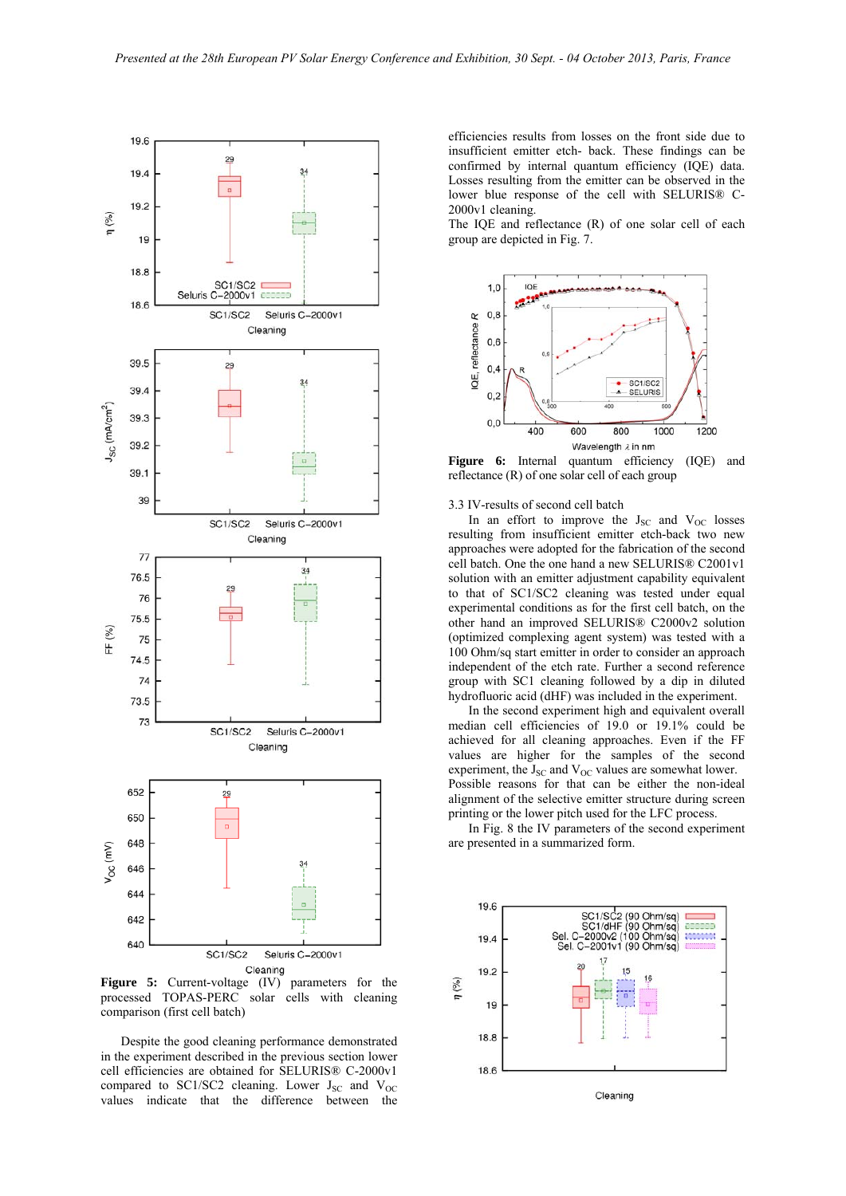**Figure 5:** Current-voltage (IV) parameters for the processed TOPAS-PERC solar cells with cleaning comparison (first cell batch)

Despite the good cleaning performance demonstrated in the experiment described in the previous section lower cell efficiencies are obtained for SELURIS® C-2000v1 compared to SC1/SC2 cleaning. Lower $J_{SC}$ and $V_{OC}$ values indicate that the difference between the efficiencies results from losses on the front side due to insufficient emitter etch- back. These findings can be confirmed by internal quantum efficiency (IQE) data. Losses resulting from the emitter can be observed in the lower blue response of the cell with SELURIS® C-2000v1 cleaning.

The IQE and reflectance (R) of one solar cell of each group are depicted in Fig. 7.

**Figure 6:** Internal quantum efficiency (IQE) and reflectance (R) of one solar cell of each group

3.3 IV-results of second cell batch

In an effort to improve the $J_{SC}$ and $V_{OC}$ losses resulting from insufficient emitter etch-back two new approaches were adopted for the fabrication of the second cell batch. One the one hand a new SELURIS® C2001v1 solution with an emitter adjustment capability equivalent to that of SC1/SC2 cleaning was tested under equal experimental conditions as for the first cell batch, on the other hand an improved SELURIS® C2000v2 solution (optimized complexing agent system) was tested with a 100 Ohm/sq start emitter in order to consider an approach independent of the etch rate. Further a second reference group with SC1 cleaning followed by a dip in diluted hydrofluoric acid (dHF) was included in the experiment.

In the second experiment high and equivalent overall median cell efficiencies of 19.0 or 19.1% could be achieved for all cleaning approaches. Even if the FF values are higher for the samples of the second experiment, the $J_{SC}$ and $V_{OC}$ values are somewhat lower. Possible reasons for that can be either the non-ideal alignment of the selective emitter structure during screen printing or the lower pitch used for the LFC process.

In Fig. 8 the IV parameters of the second experiment are presented in a summarized form.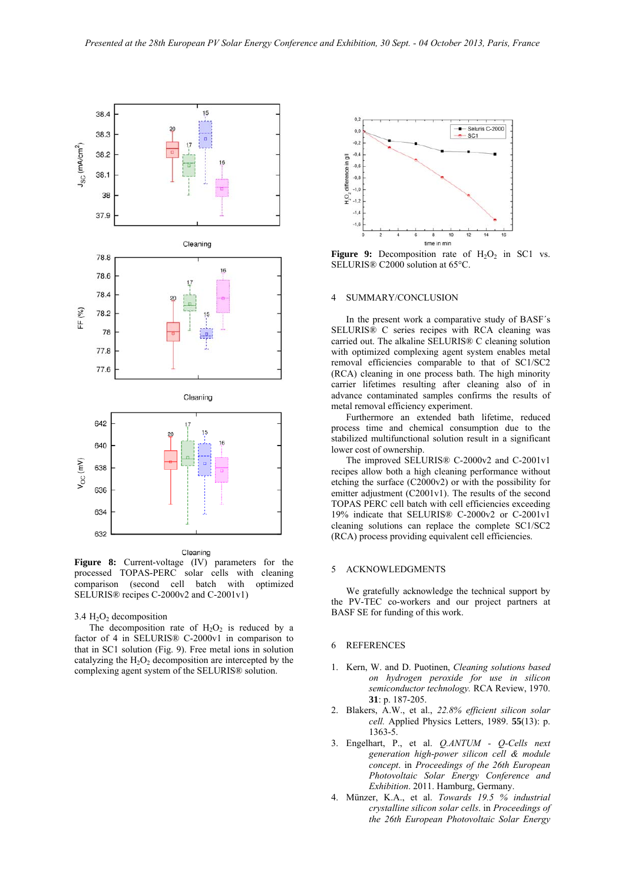Figure 8: Current-voltage (IV) parameters for the processed TOPAS-PERC solar cells with cleaning comparison (second cell batch with optimized SELURIS® recipes C-2000v2 and C-2001v1)

3.4 $H_2O_2$ decomposition

The decomposition rate of $H_2O_2$ is reduced by a factor of 4 in SELURIS® C-2000v1 in comparison to that in SC1 solution (Fig. 9). Free metal ions in solution catalyzing the $H_2O_2$ decomposition are intercepted by the complexing agent system of the SELURIS® solution.

Figure 9: Decomposition rate of $H_2O_2$ in SC1 vs. SELURIS® C2000 solution at 65°C.

## 4 SUMMARY/CONCLUSION

In the present work a comparative study of BASF´s SELURIS® C series recipes with RCA cleaning was carried out. The alkaline SELURIS® C cleaning solution with optimized complexing agent system enables metal removal efficiencies comparable to that of SC1/SC2 (RCA) cleaning in one process bath. The high minority carrier lifetimes resulting after cleaning also of in advance contaminated samples confirms the results of metal removal efficiency experiment.

Furthermore an extended bath lifetime, reduced process time and chemical consumption due to the stabilized multifunctional solution result in a significant lower cost of ownership.

The improved SELURIS® C-2000v2 and C-2001v1 recipes allow both a high cleaning performance without etching the surface (C2000v2) or with the possibility for emitter adjustment (C2001v1). The results of the second TOPAS PERC cell batch with cell efficiencies exceeding 19% indicate that SELURIS® C-2000v2 or C-2001v1 cleaning solutions can replace the complete SC1/SC2 (RCA) process providing equivalent cell efficiencies.

## 5 ACKNOWLEDGMENTS

We gratefully acknowledge the technical support by the PV-TEC co-workers and our project partners at BASF SE for funding of this work.

## 6 REFERENCES

1. Kern, W. and D. Puotinen, *Cleaning solutions based on hydrogen peroxide for use in silicon semiconductor technology.* RCA Review, 1970. **31**: p. 187-205.
2. Blakers, A.W., et al., *22.8% efficient silicon solar cell.* Applied Physics Letters, 1989. **55**(13): p. 1363-5.
3. Engelhart, P., et al. *Q.ANTUM - Q-Cells next generation high-power silicon cell & module concept*. in *Proceedings of the 26th European Photovoltaic Solar Energy Conference and Exhibition*. 2011. Hamburg, Germany.
4. Münzer, K.A., et al. *Towards 19.5 % industrial crystalline silicon solar cells*. in *Proceedings of the 26th European Photovoltaic Solar Energy*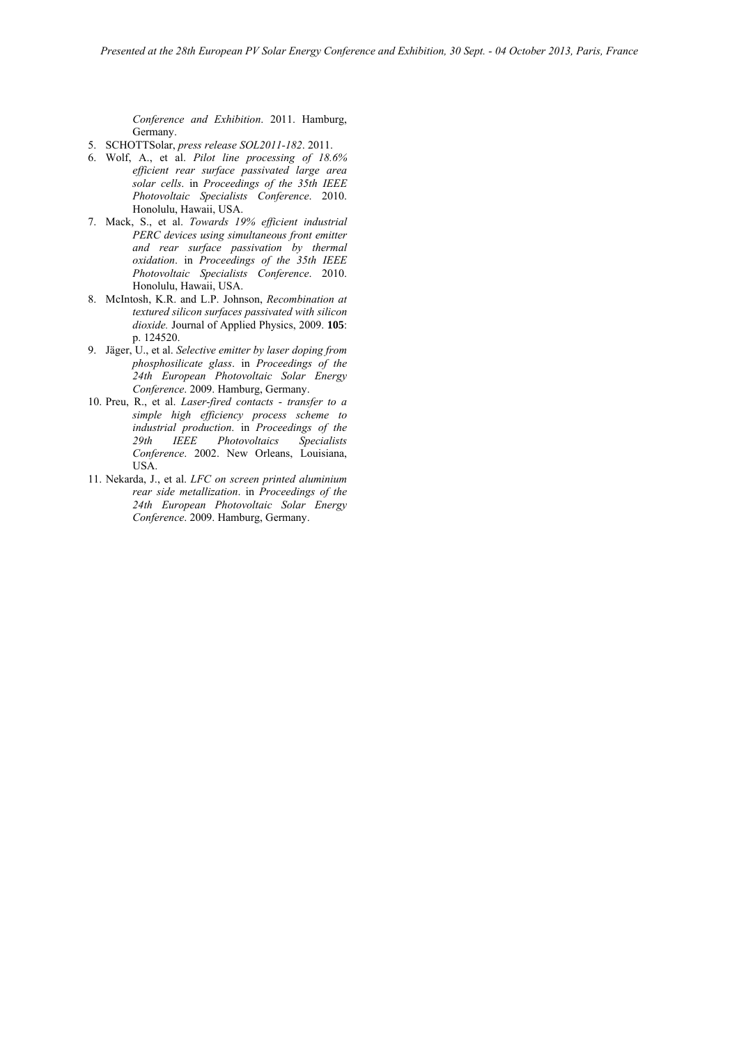*Conference and Exhibition*. 2011. Hamburg, Germany.

5. SCHOTTSolar, *press release SOL2011-182*. 2011.
6. Wolf, A., et al. *Pilot line processing of 18.6% efficient rear surface passivated large area solar cells*. in *Proceedings of the 35th IEEE Photovoltaic Specialists Conference*. 2010. Honolulu, Hawaii, USA.
7. Mack, S., et al. *Towards 19% efficient industrial PERC devices using simultaneous front emitter and rear surface passivation by thermal oxidation*. in *Proceedings of the 35th IEEE Photovoltaic Specialists Conference*. 2010. Honolulu, Hawaii, USA.
8. McIntosh, K.R. and L.P. Johnson, *Recombination at textured silicon surfaces passivated with silicon dioxide.* Journal of Applied Physics, 2009. **105**: p. 124520.
9. Jäger, U., et al. *Selective emitter by laser doping from phosphosilicate glass*. in *Proceedings of the 24th European Photovoltaic Solar Energy Conference*. 2009. Hamburg, Germany.
10. Preu, R., et al. *Laser-fired contacts - transfer to a simple high efficiency process scheme to industrial production*. in *Proceedings of the 29th IEEE Photovoltaics Specialists Conference*. 2002. New Orleans, Louisiana, USA.
11. Nekarda, J., et al. *LFC on screen printed aluminium rear side metallization*. in *Proceedings of the 24th European Photovoltaic Solar Energy Conference*. 2009. Hamburg, Germany.